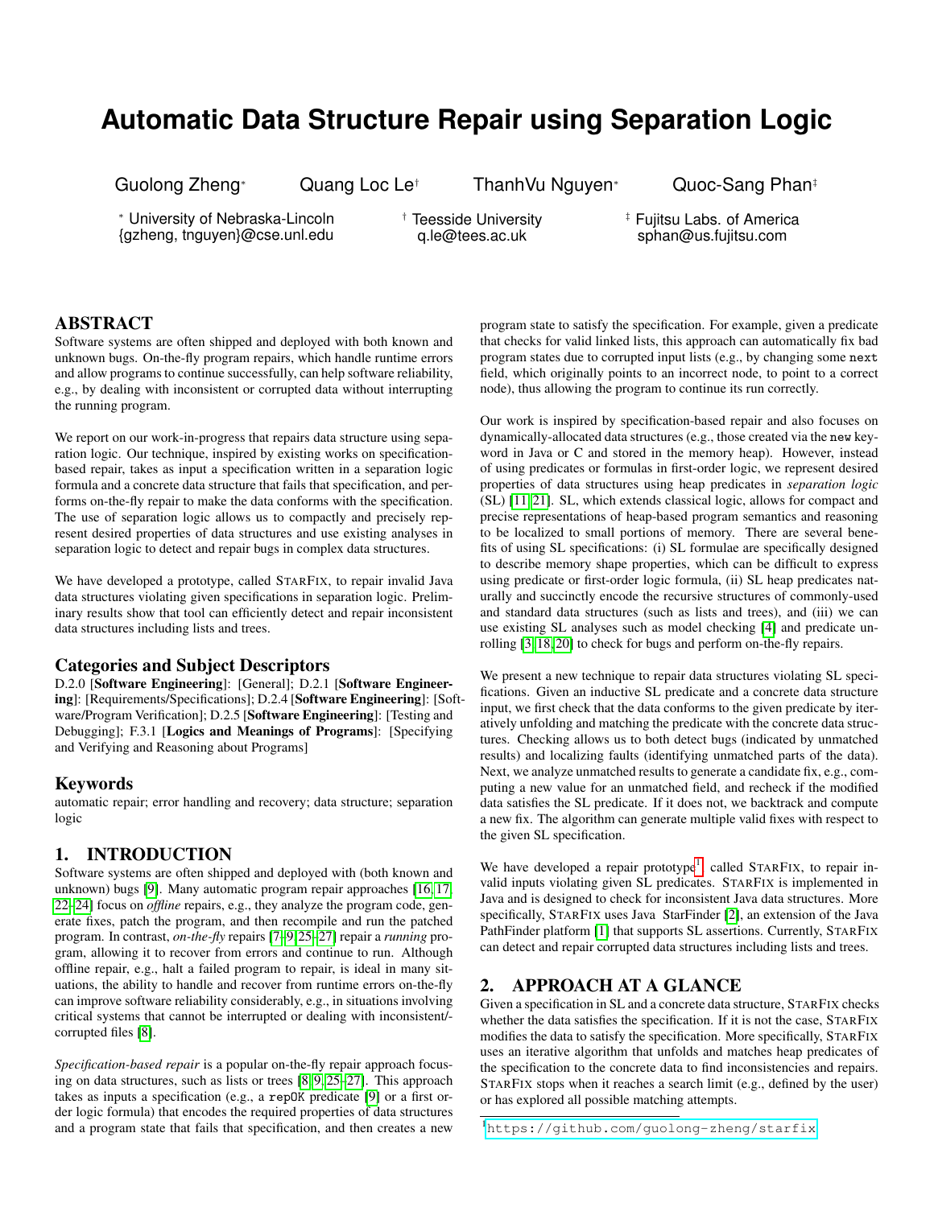# Automatic Data Structure Repair using Separation Logic

Guolong Zheng[*] Quang Loc Le[†] ThanhVu Nguyen[*] Quoc-Sang Phan[‡]

[*] University of Nebraska-Lincoln
{gzheng, tnguyen}@cse.unl.edu

[†] Teesside University
q.le@tees.ac.uk

[‡] Fujitsu Labs. of America
sphan@us.fujitsu.com

## ABSTRACT

Software systems are often shipped and deployed with both known and unknown bugs. On-the-fly program repairs, which handle runtime errors and allow programs to continue successfully, can help software reliability, e.g., by dealing with inconsistent or corrupted data without interrupting the running program.

We report on our work-in-progress that repairs data structure using separation logic. Our technique, inspired by existing works on specification-based repair, takes as input a specification written in a separation logic formula and a concrete data structure that fails that specification, and performs on-the-fly repair to make the data conforms with the specification. The use of separation logic allows us to compactly and precisely represent desired properties of data structures and use existing analyses in separation logic to detect and repair bugs in complex data structures.

We have developed a prototype, called STARFIX, to repair invalid Java data structures violating given specifications in separation logic. Preliminary results show that tool can efficiently detect and repair inconsistent data structures including lists and trees.

### Categories and Subject Descriptors

D.2.0 [**Software Engineering**]: [General]; D.2.1 [**Software Engineering**]: [Requirements/Specifications]; D.2.4 [**Software Engineering**]: [Software/Program Verification]; D.2.5 [**Software Engineering**]: [Testing and Debugging]; F.3.1 [**Logics and Meanings of Programs**]: [Specifying and Verifying and Reasoning about Programs]

### Keywords

automatic repair; error handling and recovery; data structure; separation logic

## 1. INTRODUCTION

Software systems are often shipped and deployed with (both known and unknown) bugs [9]. Many automatic program repair approaches [16, 17, 22–24] focus on *offline* repairs, e.g., they analyze the program code, generate fixes, patch the program, and then recompile and run the patched program. In contrast, *on-the-fly* repairs [7–9, 25–27] repair a *running* program, allowing it to recover from errors and continue to run. Although offline repair, e.g., halt a failed program to repair, is ideal in many situations, the ability to handle and recover from runtime errors on-the-fly can improve software reliability considerably, e.g., in situations involving critical systems that cannot be interrupted or dealing with inconsistent/corrupted files [8].

*Specification-based repair* is a popular on-the-fly repair approach focusing on data structures, such as lists or trees [8, 9, 25–27]. This approach takes as inputs a specification (e.g., a `repOK` predicate [9] or a first order logic formula) that encodes the required properties of data structures and a program state that fails that specification, and then creates a new program state to satisfy the specification. For example, given a predicate that checks for valid linked lists, this approach can automatically fix bad program states due to corrupted input lists (e.g., by changing some `next` field, which originally points to an incorrect node, to point to a correct node), thus allowing the program to continue its run correctly.

Our work is inspired by specification-based repair and also focuses on dynamically-allocated data structures (e.g., those created via the `new` keyword in Java or C and stored in the memory heap). However, instead of using predicates or formulas in first-order logic, we represent desired properties of data structures using heap predicates in *separation logic* (SL) [11, 21]. SL, which extends classical logic, allows for compact and precise representations of heap-based program semantics and reasoning to be localized to small portions of memory. There are several benefits of using SL specifications: (i) SL formulae are specifically designed to describe memory shape properties, which can be difficult to express using predicate or first-order logic formula, (ii) SL heap predicates naturally and succinctly encode the recursive structures of commonly-used and standard data structures (such as lists and trees), and (iii) we can use existing SL analyses such as model checking [4] and predicate unrolling [3, 18, 20] to check for bugs and perform on-the-fly repairs.

We present a new technique to repair data structures violating SL specifications. Given an inductive SL predicate and a concrete data structure input, we first check that the data conforms to the given predicate by iteratively unfolding and matching the predicate with the concrete data structures. Checking allows us to both detect bugs (indicated by unmatched results) and localizing faults (identifying unmatched parts of the data). Next, we analyze unmatched results to generate a candidate fix, e.g., computing a new value for an unmatched field, and recheck if the modified data satisfies the SL predicate. If it does not, we backtrack and compute a new fix. The algorithm can generate multiple valid fixes with respect to the given SL specification.

We have developed a repair prototype[1] called STARFIX, to repair invalid inputs violating given SL predicates. STARFIX is implemented in Java and is designed to check for inconsistent Java data structures. More specifically, STARFIX uses Java StarFinder [2], an extension of the Java PathFinder platform [1] that supports SL assertions. Currently, STARFIX can detect and repair corrupted data structures including lists and trees.

## 2. APPROACH AT A GLANCE

Given a specification in SL and a concrete data structure, STARFIX checks whether the data satisfies the specification. If it is not the case, STARFIX modifies the data to satisfy the specification. More specifically, STARFIX uses an iterative algorithm that unfolds and matches heap predicates of the specification to the concrete data to find inconsistencies and repairs. STARFIX stops when it reaches a search limit (e.g., defined by the user) or has explored all possible matching attempts.

[1] https://github.com/guolong-zheng/starfix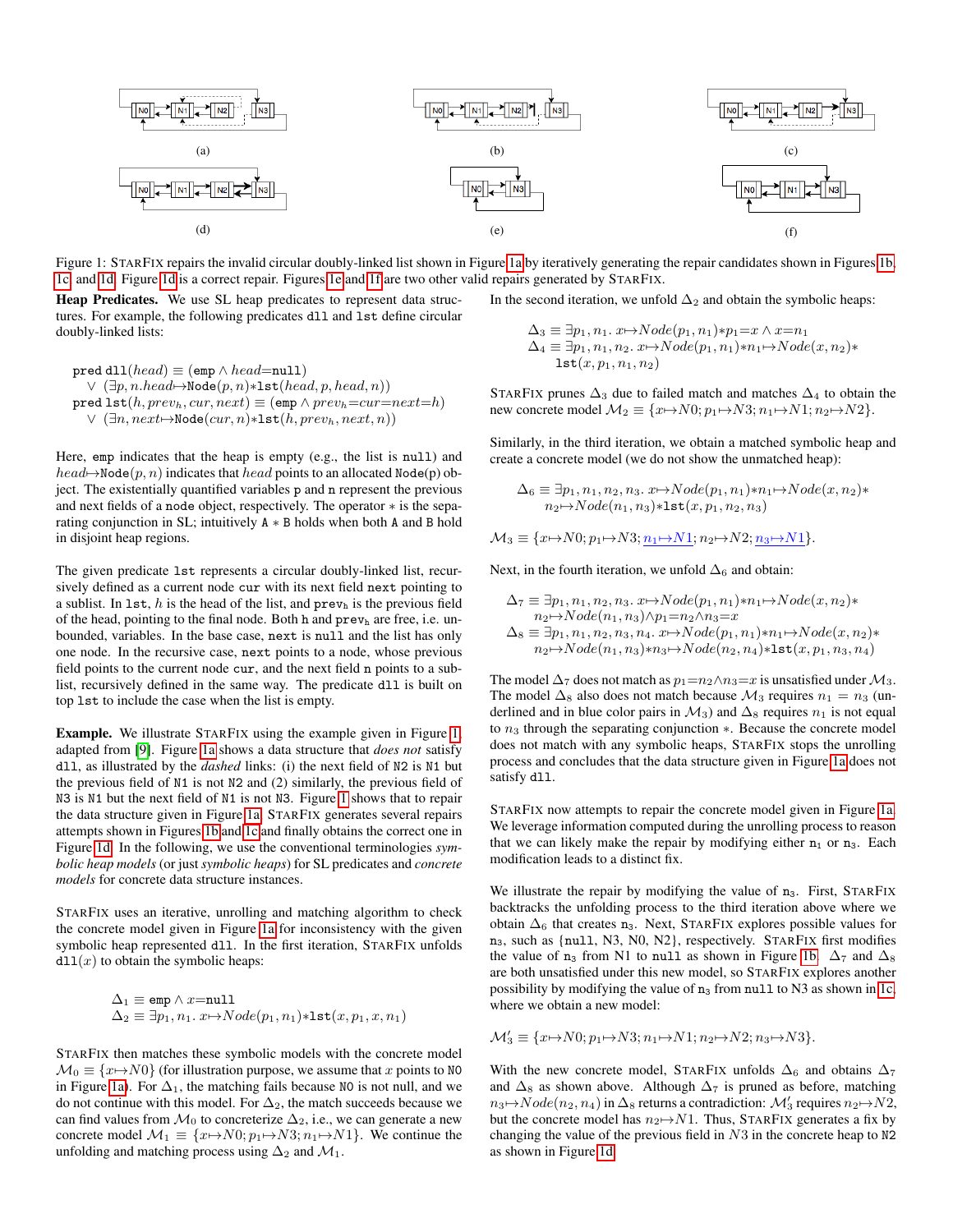(a) (b) (c)

(d) (e) (f)

Figure 1: STARFIX repairs the invalid circular doubly-linked list shown in Figure 1a by iteratively generating the repair candidates shown in Figures 1b, 1c, and 1d. Figure 1d is a correct repair. Figures 1e and 1f are two other valid repairs generated by STARFIX.

**Heap Predicates.** We use SL heap predicates to represent data structures. For example, the following predicates `dll` and `lst` define circular doubly-linked lists:

$$\begin{aligned}
&\texttt{pred dll}(head) \equiv (\texttt{emp} \wedge head{=}\texttt{null}) \\
&\quad \vee\ (\exists p, n. head{\mapsto}\texttt{Node}(p,n){*}\texttt{lst}(head,p,head,n)) \\
&\texttt{pred lst}(h, prev_h, cur, next) \equiv (\texttt{emp} \wedge prev_h{=}cur{=}next{=}h) \\
&\quad \vee\ (\exists n, next{\mapsto}\texttt{Node}(cur,n){*}\texttt{lst}(h,prev_h,next,n))
\end{aligned}$$

Here, `emp` indicates that the heap is empty (e.g., the list is `null`) and $head{\mapsto}\texttt{Node}(p,n)$ indicates that $head$ points to an allocated `Node(p)` object. The existentially quantified variables `p` and `n` represent the previous and next fields of a `node` object, respectively. The operator $*$ is the separating conjunction in SL; intuitively `A` $*$ `B` holds when both `A` and `B` hold in disjoint heap regions.

The given predicate `lst` represents a circular doubly-linked list, recursively defined as a current node `cur` with its next field `next` pointing to a sublist. In `lst`, $h$ is the head of the list, and $\texttt{prev}_h$ is the previous field of the head, pointing to the final node. Both `h` and $\texttt{prev}_h$ are free, i.e. unbounded, variables. In the base case, `next` is `null` and the list has only one node. In the recursive case, `next` points to a node, whose previous field points to the current node `cur`, and the next field `n` points to a sublist, recursively defined in the same way. The predicate `dll` is built on top `lst` to include the case when the list is empty.

**Example.** We illustrate STARFIX using the example given in Figure 1, adapted from [9]. Figure 1a shows a data structure that *does not* satisfy `dll`, as illustrated by the *dashed* links: (i) the next field of `N2` is `N1` but the previous field of `N1` is not `N2` and (2) similarly, the previous field of `N3` is `N1` but the next field of `N1` is not `N3`. Figure 1 shows that to repair the data structure given in Figure 1a, STARFIX generates several repairs attempts shown in Figures 1b and 1c and finally obtains the correct one in Figure 1d. In the following, we use the conventional terminologies *symbolic heap models* (or just *symbolic heaps*) for SL predicates and *concrete models* for concrete data structure instances.

STARFIX uses an iterative, unrolling and matching algorithm to check the concrete model given in Figure 1a for inconsistency with the given symbolic heap represented `dll`. In the first iteration, STARFIX unfolds `dll`$(x)$ to obtain the symbolic heaps:

$$\begin{aligned}
\Delta_1 &\equiv \texttt{emp} \wedge x{=}\texttt{null} \\
\Delta_2 &\equiv \exists p_1, n_1.\ x{\mapsto}Node(p_1,n_1){*}\texttt{lst}(x,p_1,x,n_1)
\end{aligned}$$

STARFIX then matches these symbolic models with the concrete model $\mathcal{M}_0 \equiv \{x{\mapsto}N0\}$ (for illustration purpose, we assume that $x$ points to `N0` in Figure 1a). For $\Delta_1$, the matching fails because `N0` is not null, and we do not continue with this model. For $\Delta_2$, the match succeeds because we can find values from $\mathcal{M}_0$ to concreterize $\Delta_2$, i.e., we can generate a new concrete model $\mathcal{M}_1 \equiv \{x{\mapsto}N0; p_1{\mapsto}N3; n_1{\mapsto}N1\}$. We continue the unfolding and matching process using $\Delta_2$ and $\mathcal{M}_1$.

In the second iteration, we unfold $\Delta_2$ and obtain the symbolic heaps:

$$\begin{aligned}
\Delta_3 &\equiv \exists p_1, n_1.\ x{\mapsto}Node(p_1,n_1){*}p_1{=}x \wedge x{=}n_1 \\
\Delta_4 &\equiv \exists p_1, n_1, n_2.\ x{\mapsto}Node(p_1,n_1){*}n_1{\mapsto}Node(x,n_2){*} \\
&\quad \texttt{lst}(x,p_1,n_1,n_2)
\end{aligned}$$

STARFIX prunes $\Delta_3$ due to failed match and matches $\Delta_4$ to obtain the new concrete model $\mathcal{M}_2 \equiv \{x{\mapsto}N0; p_1{\mapsto}N3; n_1{\mapsto}N1; n_2{\mapsto}N2\}$.

Similarly, in the third iteration, we obtain a matched symbolic heap and create a concrete model (we do not show the unmatched heap):

$$\begin{aligned}
\Delta_6 \equiv\ &\exists p_1, n_1, n_2, n_3.\ x{\mapsto}Node(p_1,n_1){*}n_1{\mapsto}Node(x,n_2){*} \\
&n_2{\mapsto}Node(n_1,n_3){*}\texttt{lst}(x,p_1,n_2,n_3)
\end{aligned}$$

$$\mathcal{M}_3 \equiv \{x{\mapsto}N0; p_1{\mapsto}N3; \underline{n_1{\mapsto}N1}; n_2{\mapsto}N2; \underline{n_3{\mapsto}N1}\}.$$

Next, in the fourth iteration, we unfold $\Delta_6$ and obtain:

$$\begin{aligned}
\Delta_7 \equiv\ &\exists p_1, n_1, n_2, n_3.\ x{\mapsto}Node(p_1,n_1){*}n_1{\mapsto}Node(x,n_2){*} \\
&n_2{\mapsto}Node(n_1,n_3){\wedge}p_1{=}n_2{\wedge}n_3{=}x \\
\Delta_8 \equiv\ &\exists p_1, n_1, n_2, n_3, n_4.\ x{\mapsto}Node(p_1,n_1){*}n_1{\mapsto}Node(x,n_2){*} \\
&n_2{\mapsto}Node(n_1,n_3){*}n_3{\mapsto}Node(n_2,n_4){*}\texttt{lst}(x,p_1,n_3,n_4)
\end{aligned}$$

The model $\Delta_7$ does not match as $p_1{=}n_2{\wedge}n_3{=}x$ is unsatisfied under $\mathcal{M}_3$. The model $\Delta_8$ also does not match because $\mathcal{M}_3$ requires $n_1 = n_3$ (underlined and in blue color pairs in $\mathcal{M}_3$) and $\Delta_8$ requires $n_1$ is not equal to $n_3$ through the separating conjunction $*$. Because the concrete model does not match with any symbolic heaps, STARFIX stops the unrolling process and concludes that the data structure given in Figure 1a does not satisfy `dll`.

STARFIX now attempts to repair the concrete model given in Figure 1a. We leverage information computed during the unrolling process to reason that we can likely make the repair by modifying either $\texttt{n}_1$ or $\texttt{n}_3$. Each modification leads to a distinct fix.

We illustrate the repair by modifying the value of $\texttt{n}_3$. First, STARFIX backtracks the unfolding process to the third iteration above where we obtain $\Delta_6$ that creates $\texttt{n}_3$. Next, STARFIX explores possible values for $\texttt{n}_3$, such as {`null`, N3, N0, N2}, respectively. STARFIX first modifies the value of $\texttt{n}_3$ from N1 to `null` as shown in Figure 1b. $\Delta_7$ and $\Delta_8$ are both unsatisfied under this new model, so STARFIX explores another possibility by modifying the value of $\texttt{n}_3$ from `null` to N3 as shown in 1c, where we obtain a new model:

$$\mathcal{M}'_3 \equiv \{x{\mapsto}N0; p_1{\mapsto}N3; n_1{\mapsto}N1; n_2{\mapsto}N2; n_3{\mapsto}N3\}.$$

With the new concrete model, STARFIX unfolds $\Delta_6$ and obtains $\Delta_7$ and $\Delta_8$ as shown above. Although $\Delta_7$ is pruned as before, matching $n_3{\mapsto}Node(n_2,n_4)$ in $\Delta_8$ returns a contradiction: $\mathcal{M}'_3$ requires $n_2{\mapsto}N2$, but the concrete model has $n_2{\mapsto}N1$. Thus, STARFIX generates a fix by changing the value of the previous field in $N3$ in the concrete heap to `N2` as shown in Figure 1d.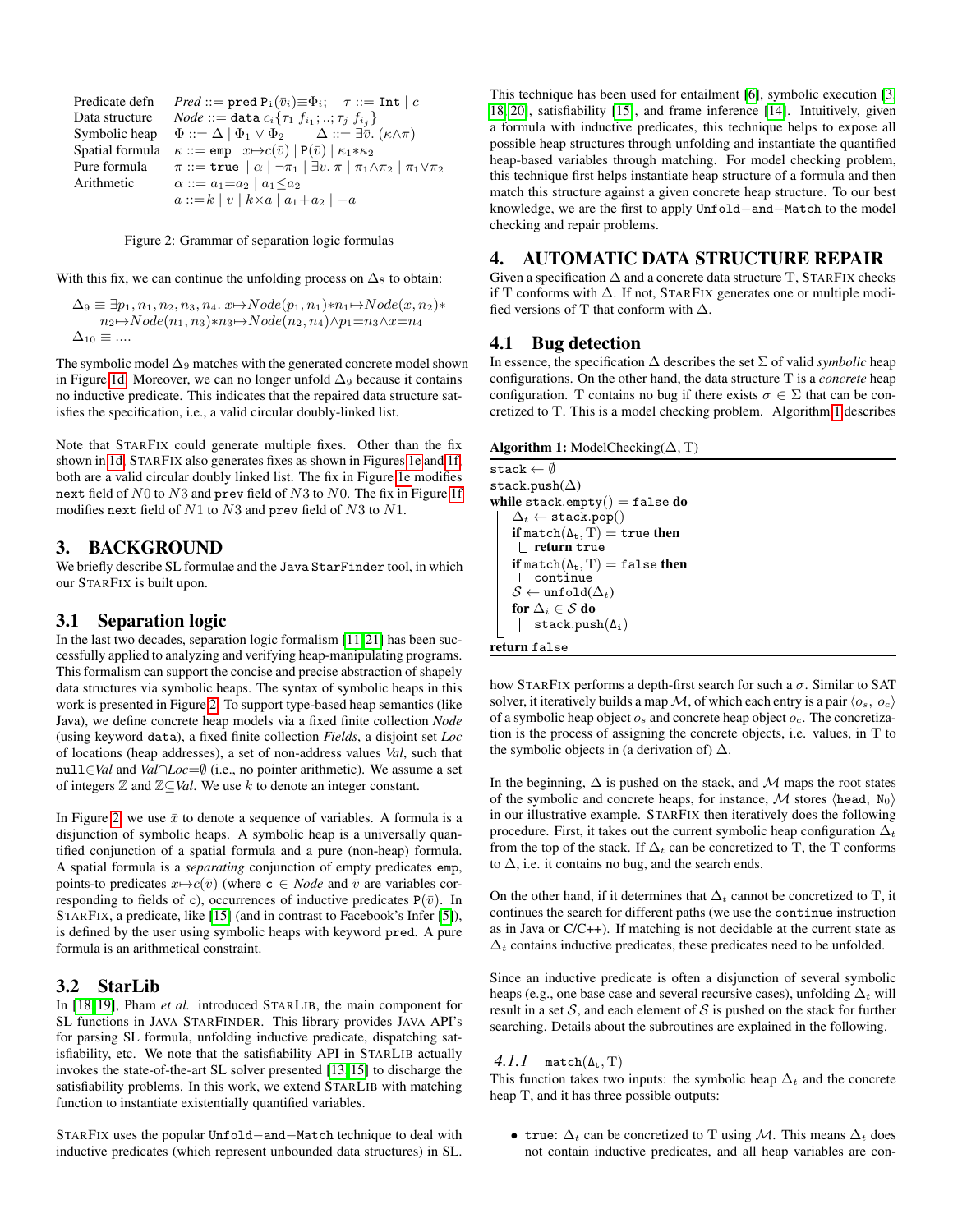| | |
|---|---|
| Predicate defn | $Pred ::= \texttt{pred}\ \texttt{P}_i(\bar{v}_i) \equiv \Phi_i; \quad \tau ::= \texttt{Int} \mid c$ |
| Data structure | $Node ::= \texttt{data}\ c_i\{\tau_1\ f_{i_1}; ..; \tau_j\ f_{i_j}\}$ |
| Symbolic heap | $\Phi ::= \Delta \mid \Phi_1 \vee \Phi_2 \qquad \Delta ::= \exists \bar{v}.\ (\kappa \wedge \pi)$ |
| Spatial formula | $\kappa ::= \texttt{emp} \mid x \mapsto c(\bar{v}) \mid \texttt{P}(\bar{v}) \mid \kappa_1 * \kappa_2$ |
| Pure formula | $\pi ::= \texttt{true} \mid \alpha \mid \neg \pi_1 \mid \exists v.\ \pi \mid \pi_1 \wedge \pi_2 \mid \pi_1 \vee \pi_2$ |
| Arithmetic | $\alpha ::= a_1 = a_2 \mid a_1 \leq a_2$ |
| | $a ::= k \mid v \mid k \times a \mid a_1 + a_2 \mid -a$ |

Figure 2: Grammar of separation logic formulas

With this fix, we can continue the unfolding process on $\Delta_8$ to obtain:

$$\Delta_9 \equiv \exists p_1, n_1, n_2, n_3, n_4.\ x \mapsto Node(p_1, n_1) * n_1 \mapsto Node(x, n_2) * n_2 \mapsto Node(n_1, n_3) * n_3 \mapsto Node(n_2, n_4) \wedge p_1 = n_3 \wedge x = n_4$$
$$\Delta_{10} \equiv ....$$

The symbolic model $\Delta_9$ matches with the generated concrete model shown in Figure 1d. Moreover, we can no longer unfold $\Delta_9$ because it contains no inductive predicate. This indicates that the repaired data structure satisfies the specification, i.e., a valid circular doubly-linked list.

Note that StarFix could generate multiple fixes. Other than the fix shown in 1d, StarFix also generates fixes as shown in Figures 1e and 1f, both are a valid circular doubly linked list. The fix in Figure 1e modifies `next` field of $N0$ to $N3$ and `prev` field of $N3$ to $N0$. The fix in Figure 1f modifies `next` field of $N1$ to $N3$ and `prev` field of $N3$ to $N1$.

## 3. BACKGROUND

We briefly describe SL formulae and the Java `StarFinder` tool, in which our StarFix is built upon.

### 3.1 Separation logic

In the last two decades, separation logic formalism [11, 21] has been successfully applied to analyzing and verifying heap-manipulating programs. This formalism can support the concise and precise abstraction of shapely data structures via symbolic heaps. The syntax of symbolic heaps in this work is presented in Figure 2. To support type-based heap semantics (like Java), we define concrete heap models via a fixed finite collection *Node* (using keyword `data`), a fixed finite collection *Fields*, a disjoint set *Loc* of locations (heap addresses), a set of non-address values *Val*, such that $\texttt{null} \in Val$ and $Val \cap Loc = \emptyset$ (i.e., no pointer arithmetic). We assume a set of integers $\mathbb{Z}$ and $\mathbb{Z} \subseteq Val$. We use $k$ to denote an integer constant.

In Figure 2, we use $\bar{x}$ to denote a sequence of variables. A formula is a disjunction of symbolic heaps. A symbolic heap is a universally quantified conjunction of a spatial formula and a pure (non-heap) formula. A spatial formula is a *separating* conjunction of empty predicates `emp`, points-to predicates $x \mapsto c(\bar{v})$ (where $\texttt{c} \in Node$ and $\bar{v}$ are variables corresponding to fields of c), occurrences of inductive predicates $\texttt{P}(\bar{v})$. In StarFix, a predicate, like [15] (and in contrast to Facebook's Infer [5]), is defined by the user using symbolic heaps with keyword `pred`. A pure formula is an arithmetical constraint.

### 3.2 StarLib

In [18, 19], Pham *et al.* introduced StarLib, the main component for SL functions in Java StarFinder. This library provides Java API's for parsing SL formula, unfolding inductive predicate, dispatching satisfiability, etc. We note that the satisfiability API in StarLib actually invokes the state-of-the-art SL solver presented [13, 15] to discharge the satisfiability problems. In this work, we extend StarLib with matching function to instantiate existentially quantified variables.

StarFix uses the popular `Unfold-and-Match` technique to deal with inductive predicates (which represent unbounded data structures) in SL. This technique has been used for entailment [6], symbolic execution [3, 18, 20], satisfiability [15], and frame inference [14]. Intuitively, given a formula with inductive predicates, this technique helps to expose all possible heap structures through unfolding and instantiate the quantified heap-based variables through matching. For model checking problem, this technique first helps instantiate heap structure of a formula and then match this structure against a given concrete heap structure. To our best knowledge, we are the first to apply `Unfold-and-Match` to the model checking and repair problems.

## 4. AUTOMATIC DATA STRUCTURE REPAIR

Given a specification $\Delta$ and a concrete data structure $\mathrm{T}$, StarFix checks if $\mathrm{T}$ conforms with $\Delta$. If not, StarFix generates one or multiple modified versions of $\mathrm{T}$ that conform with $\Delta$.

### 4.1 Bug detection

In essence, the specification $\Delta$ describes the set $\Sigma$ of valid *symbolic* heap configurations. On the other hand, the data structure $\mathrm{T}$ is a *concrete* heap configuration. $\mathrm{T}$ contains no bug if there exists $\sigma \in \Sigma$ that can be concretized to $\mathrm{T}$. This is a model checking problem. Algorithm 1 describes

**Algorithm 1:** ModelChecking($\Delta$, $\mathrm{T}$)

```
stack ← ∅
stack.push(Δ)
while stack.empty() = false do
    Δt ← stack.pop()
    if match(Δt, T) = true then
        return true
    if match(Δt, T) = false then
        continue
    S ← unfold(Δt)
    for Δi ∈ S do
        stack.push(Δi)
return false
```

how StarFix performs a depth-first search for such a $\sigma$. Similar to SAT solver, it iteratively builds a map $\mathcal{M}$, of which each entry is a pair $\langle o_s,\ o_c \rangle$ of a symbolic heap object $o_s$ and concrete heap object $o_c$. The concretization is the process of assigning the concrete objects, i.e. values, in $\mathrm{T}$ to the symbolic objects in (a derivation of) $\Delta$.

In the beginning, $\Delta$ is pushed on the stack, and $\mathcal{M}$ maps the root states of the symbolic and concrete heaps, for instance, $\mathcal{M}$ stores $\langle \texttt{head},\ \texttt{N}_0 \rangle$ in our illustrative example. StarFix then iteratively does the following procedure. First, it takes out the current symbolic heap configuration $\Delta_t$ from the top of the stack. If $\Delta_t$ can be concretized to $\mathrm{T}$, the $\mathrm{T}$ conforms to $\Delta$, i.e. it contains no bug, and the search ends.

On the other hand, if it determines that $\Delta_t$ cannot be concretized to $\mathrm{T}$, it continues the search for different paths (we use the `continue` instruction as in Java or C/C++). If matching is not decidable at the current state as $\Delta_t$ contains inductive predicates, these predicates need to be unfolded.

Since an inductive predicate is often a disjunction of several symbolic heaps (e.g., one base case and several recursive cases), unfolding $\Delta_t$ will result in a set $\mathcal{S}$, and each element of $\mathcal{S}$ is pushed on the stack for further searching. Details about the subroutines are explained in the following.

#### 4.1.1 match($\Delta_t$, $\mathrm{T}$)

This function takes two inputs: the symbolic heap $\Delta_t$ and the concrete heap $\mathrm{T}$, and it has three possible outputs:

- `true`: $\Delta_t$ can be concretized to $\mathrm{T}$ using $\mathcal{M}$. This means $\Delta_t$ does not contain inductive predicates, and all heap variables are con-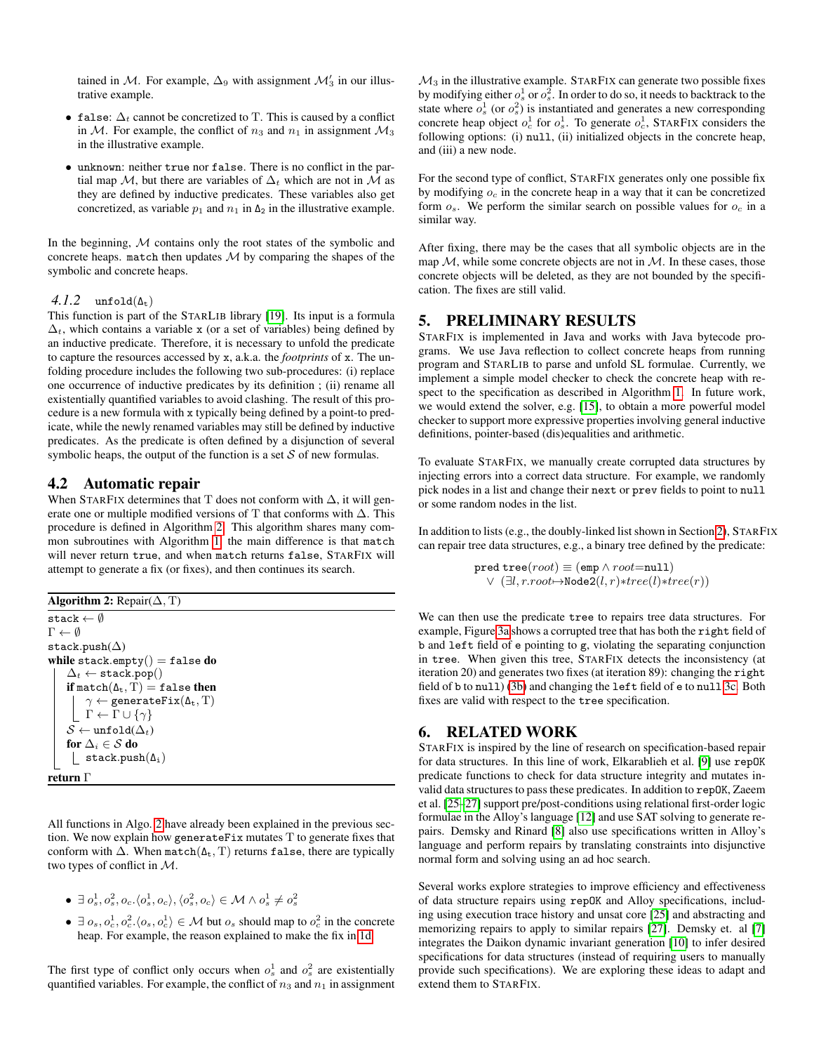tained in $\mathcal{M}$. For example, $\Delta_9$ with assignment $\mathcal{M}'_3$ in our illustrative example.

- `false`: $\Delta_t$ cannot be concretized to T. This is caused by a conflict in $\mathcal{M}$. For example, the conflict of $n_3$ and $n_1$ in assignment $\mathcal{M}_3$ in the illustrative example.
- `unknown`: neither `true` nor `false`. There is no conflict in the partial map $\mathcal{M}$, but there are variables of $\Delta_t$ which are not in $\mathcal{M}$ as they are defined by inductive predicates. These variables also get concretized, as variable $p_1$ and $n_1$ in $\Delta_2$ in the illustrative example.

In the beginning, $\mathcal{M}$ contains only the root states of the symbolic and concrete heaps. `match` then updates $\mathcal{M}$ by comparing the shapes of the symbolic and concrete heaps.

#### *4.1.2* `unfold(Δt)`

This function is part of the StarLib library [19]. Its input is a formula $\Delta_t$, which contains a variable `x` (or a set of variables) being defined by an inductive predicate. Therefore, it is necessary to unfold the predicate to capture the resources accessed by `x`, a.k.a. the *footprints* of `x`. The unfolding procedure includes the following two sub-procedures: (i) replace one occurrence of inductive predicates by its definition ; (ii) rename all existentially quantified variables to avoid clashing. The result of this procedure is a new formula with `x` typically being defined by a point-to predicate, while the newly renamed variables may still be defined by inductive predicates. As the predicate is often defined by a disjunction of several symbolic heaps, the output of the function is a set $\mathcal{S}$ of new formulas.

## 4.2 Automatic repair

When StarFix determines that T does not conform with $\Delta$, it will generate one or multiple modified versions of T that conforms with $\Delta$. This procedure is defined in Algorithm 2. This algorithm shares many common subroutines with Algorithm 1, the main difference is that `match` will never return `true`, and when `match` returns `false`, StarFix will attempt to generate a fix (or fixes), and then continues its search.

**Algorithm 2:** Repair($\Delta$, T)

```
stack ← ∅
Γ ← ∅
stack.push(Δ)
while stack.empty() = false do
    Δt ← stack.pop()
    if match(Δt, T) = false then
        γ ← generateFix(Δt, T)
        Γ ← Γ ∪ {γ}
    S ← unfold(Δt)
    for Δi ∈ S do
        stack.push(Δi)
return Γ
```

All functions in Algo. 2 have already been explained in the previous section. We now explain how `generateFix` mutates T to generate fixes that conform with $\Delta$. When `match(Δt, T)` returns `false`, there are typically two types of conflict in $\mathcal{M}$.

- $\exists\, o_s^1, o_s^2, o_c. \langle o_s^1, o_c\rangle, \langle o_s^2, o_c\rangle \in \mathcal{M} \wedge o_s^1 \neq o_s^2$
- $\exists\, o_s, o_c^1, o_c^2. \langle o_s, o_c^1\rangle \in \mathcal{M}$ but $o_s$ should map to $o_c^2$ in the concrete heap. For example, the reason explained to make the fix in 1d.

The first type of conflict only occurs when $o_s^1$ and $o_s^2$ are existentially quantified variables. For example, the conflict of $n_3$ and $n_1$ in assignment $\mathcal{M}_3$ in the illustrative example. StarFix can generate two possible fixes by modifying either $o_s^1$ or $o_s^2$. In order to do so, it needs to backtrack to the state where $o_s^1$ (or $o_s^2$) is instantiated and generates a new corresponding concrete heap object $o_c^1$ for $o_s^1$. To generate $o_c^1$, StarFix considers the following options: (i) `null`, (ii) initialized objects in the concrete heap, and (iii) a new node.

For the second type of conflict, StarFix generates only one possible fix by modifying $o_c$ in the concrete heap in a way that it can be concretized form $o_s$. We perform the similar search on possible values for $o_c$ in a similar way.

After fixing, there may be the cases that all symbolic objects are in the map $\mathcal{M}$, while some concrete objects are not in $\mathcal{M}$. In these cases, those concrete objects will be deleted, as they are not bounded by the specification. The fixes are still valid.

# 5. PRELIMINARY RESULTS

StarFix is implemented in Java and works with Java bytecode programs. We use Java reflection to collect concrete heaps from running program and StarLib to parse and unfold SL formulae. Currently, we implement a simple model checker to check the concrete heap with respect to the specification as described in Algorithm 1. In future work, we would extend the solver, e.g. [15], to obtain a more powerful model checker to support more expressive properties involving general inductive definitions, pointer-based (dis)equalities and arithmetic.

To evaluate StarFix, we manually create corrupted data structures by injecting errors into a correct data structure. For example, we randomly pick nodes in a list and change their `next` or `prev` fields to point to `null` or some random nodes in the list.

In addition to lists (e.g., the doubly-linked list shown in Section 2), StarFix can repair tree data structures, e.g., a binary tree defined by the predicate:

$$\texttt{pred tree}(root) \equiv (\texttt{emp} \wedge root{=}\texttt{null}) \\ \vee\ (\exists l, r. root{\mapsto}\texttt{Node2}(l, r){*}tree(l){*}tree(r))$$

We can then use the predicate `tree` to repairs tree data structures. For example, Figure 3a shows a corrupted tree that has both the `right` field of `b` and `left` field of `e` pointing to `g`, violating the separating conjunction in `tree`. When given this tree, StarFix detects the inconsistency (at iteration 20) and generates two fixes (at iteration 89): changing the `right` field of `b` to `null`) (3b) and changing the `left` field of `e` to `null` 3c. Both fixes are valid with respect to the `tree` specification.

# 6. RELATED WORK

StarFix is inspired by the line of research on specification-based repair for data structures. In this line of work, Elkarablieh et al. [9] use `repOK` predicate functions to check for data structure integrity and mutates invalid data structures to pass these predicates. In addition to `repOK`, Zaeem et al. [25–27] support pre/post-conditions using relational first-order logic formulae in the Alloy's language [12] and use SAT solving to generate repairs. Demsky and Rinard [8] also use specifications written in Alloy's language and perform repairs by translating constraints into disjunctive normal form and solving using an ad hoc search.

Several works explore strategies to improve efficiency and effectiveness of data structure repairs using `repOK` and Alloy specifications, including using execution trace history and unsat core [25] and abstracting and memorizing repairs to apply to similar repairs [27]. Demsky et. al [7] integrates the Daikon dynamic invariant generation [10] to infer desired specifications for data structures (instead of requiring users to manually provide such specifications). We are exploring these ideas to adapt and extend them to StarFix.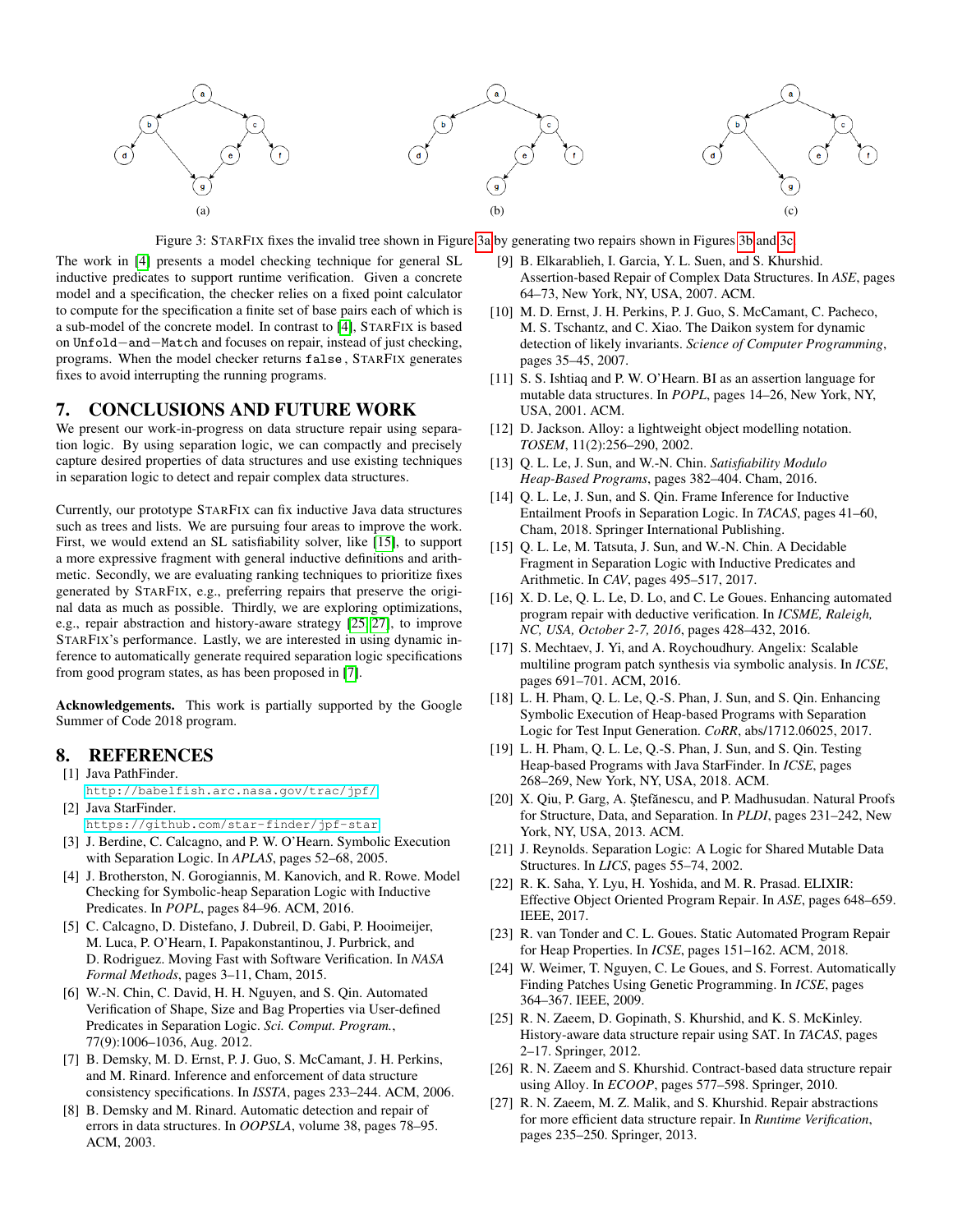Figure 3: STARFIX fixes the invalid tree shown in Figure 3a by generating two repairs shown in Figures 3b and 3c.

The work in [4] presents a model checking technique for general SL inductive predicates to support runtime verification. Given a concrete model and a specification, the checker relies on a fixed point calculator to compute for the specification a finite set of base pairs each of which is a sub-model of the concrete model. In contrast to [4], STARFIX is based on `Unfold−and−Match` and focuses on repair, instead of just checking, programs. When the model checker returns `false`, STARFIX generates fixes to avoid interrupting the running programs.

## 7. CONCLUSIONS AND FUTURE WORK

We present our work-in-progress on data structure repair using separation logic. By using separation logic, we can compactly and precisely capture desired properties of data structures and use existing techniques in separation logic to detect and repair complex data structures.

Currently, our prototype STARFIX can fix inductive Java data structures such as trees and lists. We are pursuing four areas to improve the work. First, we would extend an SL satisfiability solver, like [15], to support a more expressive fragment with general inductive definitions and arithmetic. Secondly, we are evaluating ranking techniques to prioritize fixes generated by STARFIX, e.g., preferring repairs that preserve the original data as much as possible. Thirdly, we are exploring optimizations, e.g., repair abstraction and history-aware strategy [25, 27], to improve STARFIX's performance. Lastly, we are interested in using dynamic inference to automatically generate required separation logic specifications from good program states, as has been proposed in [7].

**Acknowledgements.** This work is partially supported by the Google Summer of Code 2018 program.

## 8. REFERENCES

[1] Java PathFinder. http://babelfish.arc.nasa.gov/trac/jpf/

[2] Java StarFinder. https://github.com/star-finder/jpf-star

[3] J. Berdine, C. Calcagno, and P. W. O'Hearn. Symbolic Execution with Separation Logic. In *APLAS*, pages 52–68, 2005.

[4] J. Brotherston, N. Gorogiannis, M. Kanovich, and R. Rowe. Model Checking for Symbolic-heap Separation Logic with Inductive Predicates. In *POPL*, pages 84–96. ACM, 2016.

[5] C. Calcagno, D. Distefano, J. Dubreil, D. Gabi, P. Hooimeijer, M. Luca, P. O'Hearn, I. Papakonstantinou, J. Purbrick, and D. Rodriguez. Moving Fast with Software Verification. In *NASA Formal Methods*, pages 3–11, Cham, 2015.

[6] W.-N. Chin, C. David, H. H. Nguyen, and S. Qin. Automated Verification of Shape, Size and Bag Properties via User-defined Predicates in Separation Logic. *Sci. Comput. Program.*, 77(9):1006–1036, Aug. 2012.

[7] B. Demsky, M. D. Ernst, P. J. Guo, S. McCamant, J. H. Perkins, and M. Rinard. Inference and enforcement of data structure consistency specifications. In *ISSTA*, pages 233–244. ACM, 2006.

[8] B. Demsky and M. Rinard. Automatic detection and repair of errors in data structures. In *OOPSLA*, volume 38, pages 78–95. ACM, 2003.

[9] B. Elkarablieh, I. Garcia, Y. L. Suen, and S. Khurshid. Assertion-based Repair of Complex Data Structures. In *ASE*, pages 64–73, New York, NY, USA, 2007. ACM.

[10] M. D. Ernst, J. H. Perkins, P. J. Guo, S. McCamant, C. Pacheco, M. S. Tschantz, and C. Xiao. The Daikon system for dynamic detection of likely invariants. *Science of Computer Programming*, pages 35–45, 2007.

[11] S. S. Ishtiaq and P. W. O'Hearn. BI as an assertion language for mutable data structures. In *POPL*, pages 14–26, New York, NY, USA, 2001. ACM.

[12] D. Jackson. Alloy: a lightweight object modelling notation. *TOSEM*, 11(2):256–290, 2002.

[13] Q. L. Le, J. Sun, and W.-N. Chin. *Satisfiability Modulo Heap-Based Programs*, pages 382–404. Cham, 2016.

[14] Q. L. Le, J. Sun, and S. Qin. Frame Inference for Inductive Entailment Proofs in Separation Logic. In *TACAS*, pages 41–60, Cham, 2018. Springer International Publishing.

[15] Q. L. Le, M. Tatsuta, J. Sun, and W.-N. Chin. A Decidable Fragment in Separation Logic with Inductive Predicates and Arithmetic. In *CAV*, pages 495–517, 2017.

[16] X. D. Le, Q. L. Le, D. Lo, and C. Le Goues. Enhancing automated program repair with deductive verification. In *ICSME, Raleigh, NC, USA, October 2-7, 2016*, pages 428–432, 2016.

[17] S. Mechtaev, J. Yi, and A. Roychoudhury. Angelix: Scalable multiline program patch synthesis via symbolic analysis. In *ICSE*, pages 691–701. ACM, 2016.

[18] L. H. Pham, Q. L. Le, Q.-S. Phan, J. Sun, and S. Qin. Enhancing Symbolic Execution of Heap-based Programs with Separation Logic for Test Input Generation. *CoRR*, abs/1712.06025, 2017.

[19] L. H. Pham, Q. L. Le, Q.-S. Phan, J. Sun, and S. Qin. Testing Heap-based Programs with Java StarFinder. In *ICSE*, pages 268–269, New York, NY, USA, 2018. ACM.

[20] X. Qiu, P. Garg, A. Ştefănescu, and P. Madhusudan. Natural Proofs for Structure, Data, and Separation. In *PLDI*, pages 231–242, New York, NY, USA, 2013. ACM.

[21] J. Reynolds. Separation Logic: A Logic for Shared Mutable Data Structures. In *LICS*, pages 55–74, 2002.

[22] R. K. Saha, Y. Lyu, H. Yoshida, and M. R. Prasad. ELIXIR: Effective Object Oriented Program Repair. In *ASE*, pages 648–659. IEEE, 2017.

[23] R. van Tonder and C. L. Goues. Static Automated Program Repair for Heap Properties. In *ICSE*, pages 151–162. ACM, 2018.

[24] W. Weimer, T. Nguyen, C. Le Goues, and S. Forrest. Automatically Finding Patches Using Genetic Programming. In *ICSE*, pages 364–367. IEEE, 2009.

[25] R. N. Zaeem, D. Gopinath, S. Khurshid, and K. S. McKinley. History-aware data structure repair using SAT. In *TACAS*, pages 2–17. Springer, 2012.

[26] R. N. Zaeem and S. Khurshid. Contract-based data structure repair using Alloy. In *ECOOP*, pages 577–598. Springer, 2010.

[27] R. N. Zaeem, M. Z. Malik, and S. Khurshid. Repair abstractions for more efficient data structure repair. In *Runtime Verification*, pages 235–250. Springer, 2013.